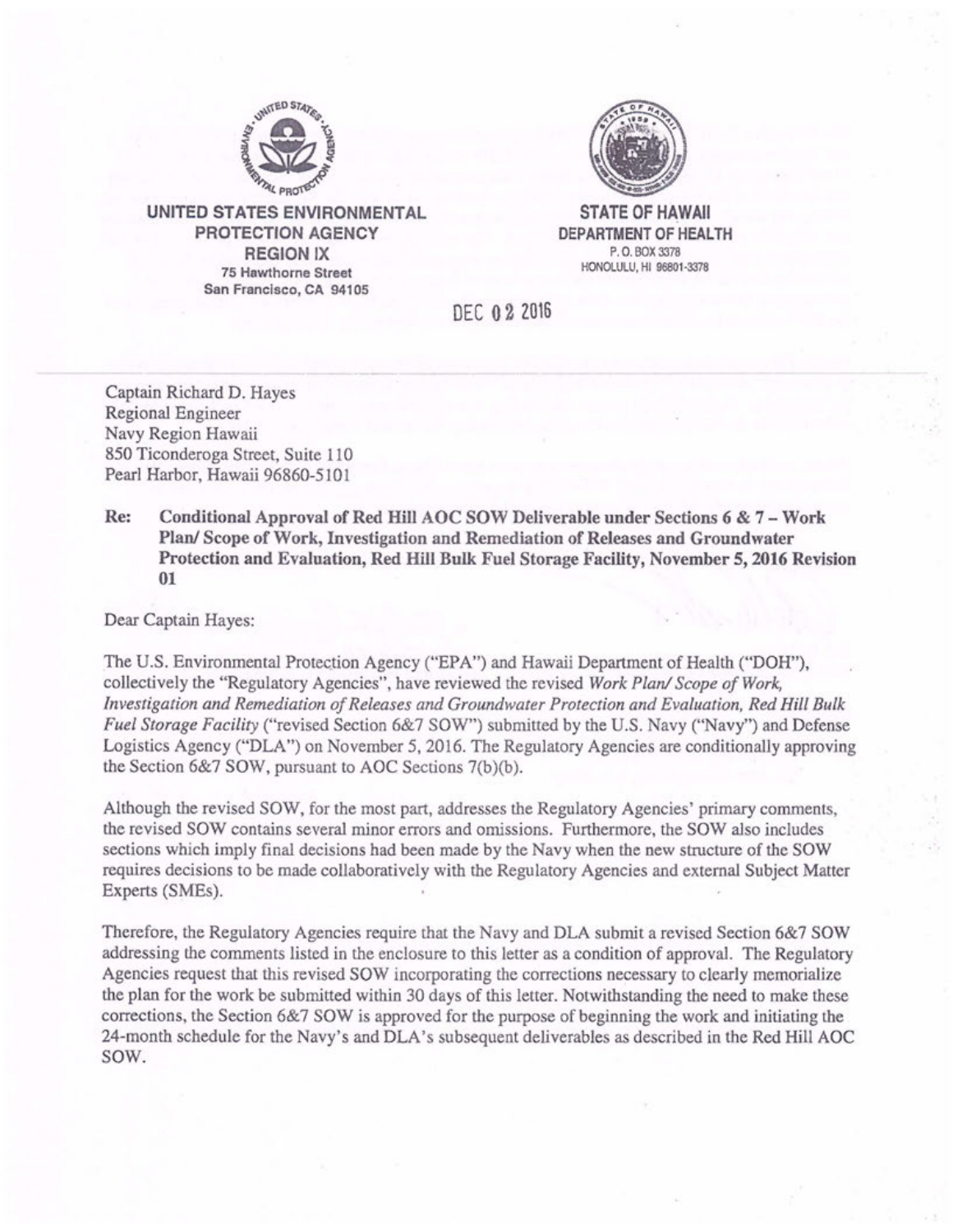**UNITED STATES ENVIRONMENTAL PROTECTION AGENCY**
**REGION IX**
**75 Hawthorne Street**
**San Francisco, CA 94105**

**STATE OF HAWAII**
**DEPARTMENT OF HEALTH**
P. O. BOX 3378
HONOLULU, HI 96801-3378

DEC 02 2016

Captain Richard D. Hayes
Regional Engineer
Navy Region Hawaii
850 Ticonderoga Street, Suite 110
Pearl Harbor, Hawaii 96860-5101

**Re: Conditional Approval of Red Hill AOC SOW Deliverable under Sections 6 & 7 – Work Plan/ Scope of Work, Investigation and Remediation of Releases and Groundwater Protection and Evaluation, Red Hill Bulk Fuel Storage Facility, November 5, 2016 Revision 01**

Dear Captain Hayes:

The U.S. Environmental Protection Agency ("EPA") and Hawaii Department of Health ("DOH"), collectively the "Regulatory Agencies", have reviewed the revised *Work Plan/ Scope of Work, Investigation and Remediation of Releases and Groundwater Protection and Evaluation, Red Hill Bulk Fuel Storage Facility* ("revised Section 6&7 SOW") submitted by the U.S. Navy ("Navy") and Defense Logistics Agency ("DLA") on November 5, 2016. The Regulatory Agencies are conditionally approving the Section 6&7 SOW, pursuant to AOC Sections 7(b)(b).

Although the revised SOW, for the most part, addresses the Regulatory Agencies' primary comments, the revised SOW contains several minor errors and omissions. Furthermore, the SOW also includes sections which imply final decisions had been made by the Navy when the new structure of the SOW requires decisions to be made collaboratively with the Regulatory Agencies and external Subject Matter Experts (SMEs).

Therefore, the Regulatory Agencies require that the Navy and DLA submit a revised Section 6&7 SOW addressing the comments listed in the enclosure to this letter as a condition of approval. The Regulatory Agencies request that this revised SOW incorporating the corrections necessary to clearly memorialize the plan for the work be submitted within 30 days of this letter. Notwithstanding the need to make these corrections, the Section 6&7 SOW is approved for the purpose of beginning the work and initiating the 24-month schedule for the Navy's and DLA's subsequent deliverables as described in the Red Hill AOC SOW.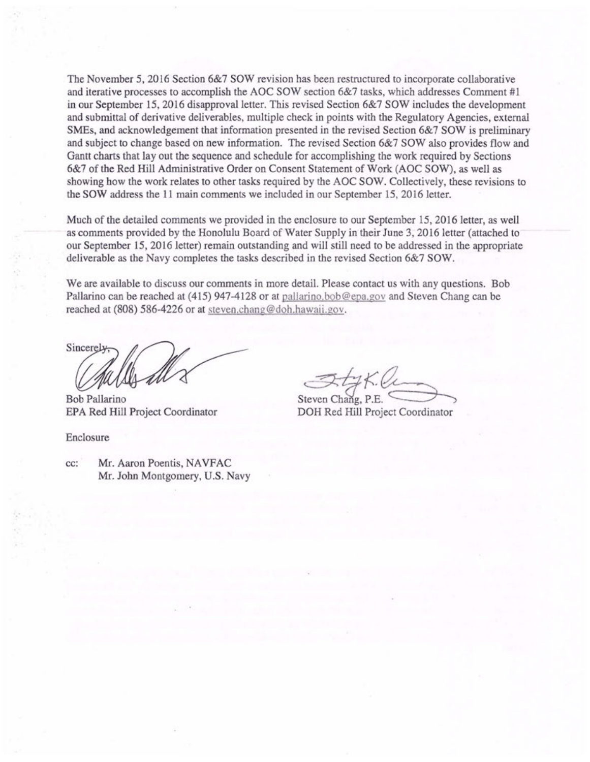The November 5, 2016 Section 6&7 SOW revision has been restructured to incorporate collaborative and iterative processes to accomplish the AOC SOW section 6&7 tasks, which addresses Comment #1 in our September 15, 2016 disapproval letter. This revised Section 6&7 SOW includes the development and submittal of derivative deliverables, multiple check in points with the Regulatory Agencies, external SMEs, and acknowledgement that information presented in the revised Section 6&7 SOW is preliminary and subject to change based on new information. The revised Section 6&7 SOW also provides flow and Gantt charts that lay out the sequence and schedule for accomplishing the work required by Sections 6&7 of the Red Hill Administrative Order on Consent Statement of Work (AOC SOW), as well as showing how the work relates to other tasks required by the AOC SOW. Collectively, these revisions to the SOW address the 11 main comments we included in our September 15, 2016 letter.

Much of the detailed comments we provided in the enclosure to our September 15, 2016 letter, as well as comments provided by the Honolulu Board of Water Supply in their June 3, 2016 letter (attached to our September 15, 2016 letter) remain outstanding and will still need to be addressed in the appropriate deliverable as the Navy completes the tasks described in the revised Section 6&7 SOW.

We are available to discuss our comments in more detail. Please contact us with any questions. Bob Pallarino can be reached at (415) 947-4128 or at pallarino.bob@epa.gov and Steven Chang can be reached at (808) 586-4226 or at steven.chang@doh.hawaii.gov.

Sincerely,

Bob Pallarino
EPA Red Hill Project Coordinator

Steven Chang, P.E.
DOH Red Hill Project Coordinator

Enclosure

cc: Mr. Aaron Poentis, NAVFAC
Mr. John Montgomery, U.S. Navy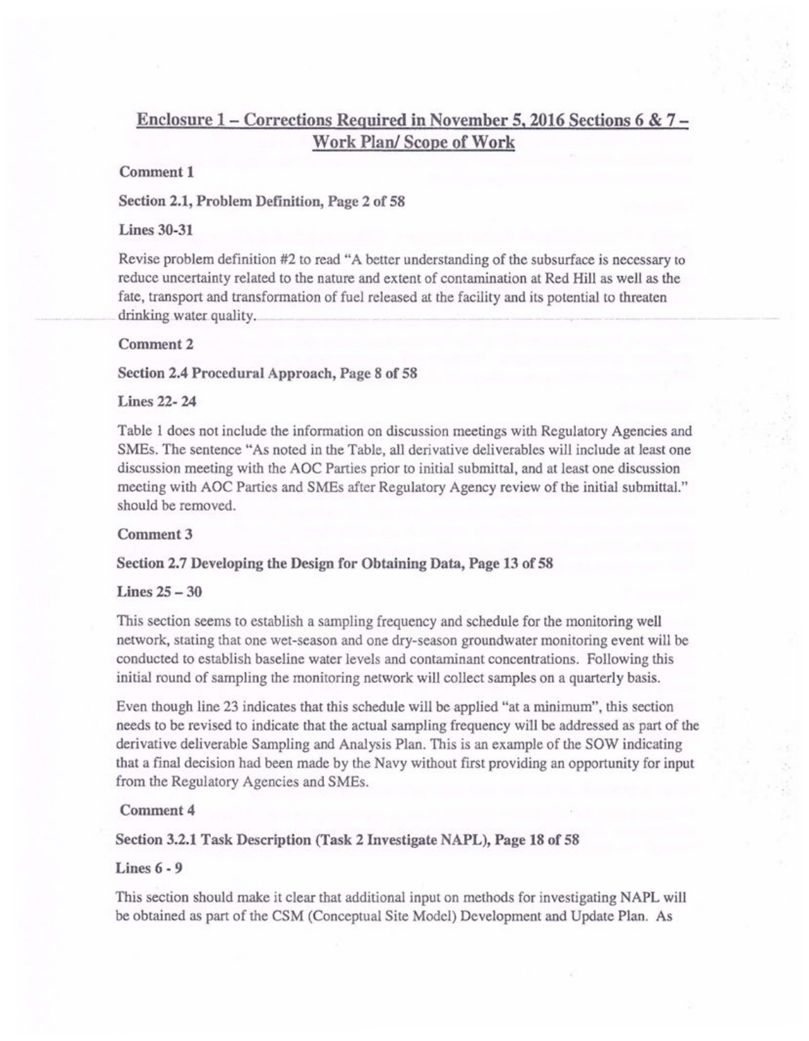## Enclosure 1 – Corrections Required in November 5, 2016 Sections 6 & 7 – Work Plan/ Scope of Work

**Comment 1**

**Section 2.1, Problem Definition, Page 2 of 58**

**Lines 30-31**

Revise problem definition #2 to read "A better understanding of the subsurface is necessary to reduce uncertainty related to the nature and extent of contamination at Red Hill as well as the fate, transport and transformation of fuel released at the facility and its potential to threaten drinking water quality.

**Comment 2**

**Section 2.4 Procedural Approach, Page 8 of 58**

**Lines 22- 24**

Table 1 does not include the information on discussion meetings with Regulatory Agencies and SMEs. The sentence "As noted in the Table, all derivative deliverables will include at least one discussion meeting with the AOC Parties prior to initial submittal, and at least one discussion meeting with AOC Parties and SMEs after Regulatory Agency review of the initial submittal." should be removed.

**Comment 3**

**Section 2.7 Developing the Design for Obtaining Data, Page 13 of 58**

**Lines 25 – 30**

This section seems to establish a sampling frequency and schedule for the monitoring well network, stating that one wet-season and one dry-season groundwater monitoring event will be conducted to establish baseline water levels and contaminant concentrations. Following this initial round of sampling the monitoring network will collect samples on a quarterly basis.

Even though line 23 indicates that this schedule will be applied "at a minimum", this section needs to be revised to indicate that the actual sampling frequency will be addressed as part of the derivative deliverable Sampling and Analysis Plan. This is an example of the SOW indicating that a final decision had been made by the Navy without first providing an opportunity for input from the Regulatory Agencies and SMEs.

**Comment 4**

**Section 3.2.1 Task Description (Task 2 Investigate NAPL), Page 18 of 58**

**Lines 6 - 9**

This section should make it clear that additional input on methods for investigating NAPL will be obtained as part of the CSM (Conceptual Site Model) Development and Update Plan. As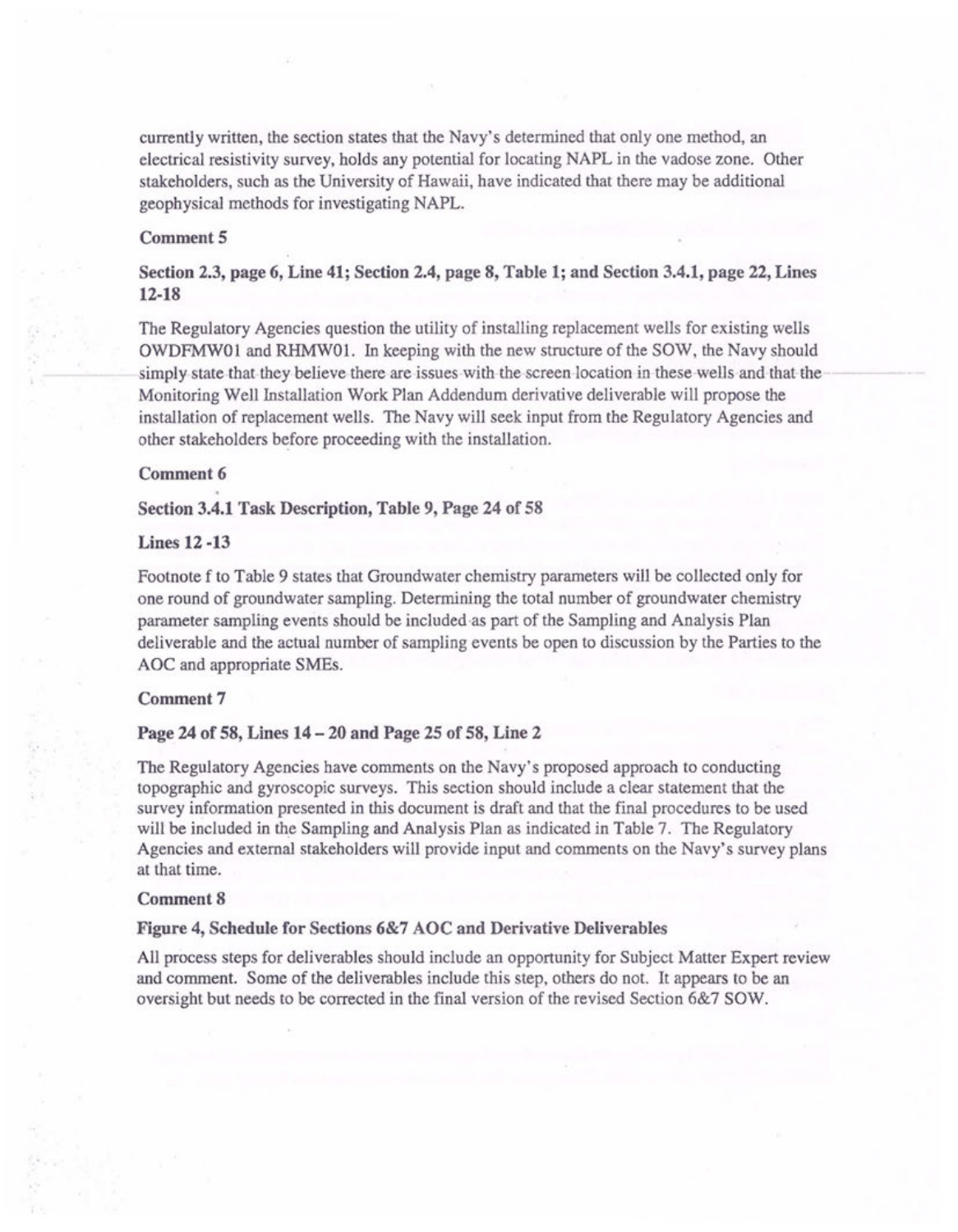currently written, the section states that the Navy's determined that only one method, an electrical resistivity survey, holds any potential for locating NAPL in the vadose zone. Other stakeholders, such as the University of Hawaii, have indicated that there may be additional geophysical methods for investigating NAPL.

**Comment 5**

**Section 2.3, page 6, Line 41; Section 2.4, page 8, Table 1; and Section 3.4.1, page 22, Lines 12-18**

The Regulatory Agencies question the utility of installing replacement wells for existing wells OWDFMW01 and RHMW01. In keeping with the new structure of the SOW, the Navy should simply state that they believe there are issues with the screen location in these wells and that the Monitoring Well Installation Work Plan Addendum derivative deliverable will propose the installation of replacement wells. The Navy will seek input from the Regulatory Agencies and other stakeholders before proceeding with the installation.

**Comment 6**

**Section 3.4.1 Task Description, Table 9, Page 24 of 58**

**Lines 12 -13**

Footnote f to Table 9 states that Groundwater chemistry parameters will be collected only for one round of groundwater sampling. Determining the total number of groundwater chemistry parameter sampling events should be included as part of the Sampling and Analysis Plan deliverable and the actual number of sampling events be open to discussion by the Parties to the AOC and appropriate SMEs.

**Comment 7**

**Page 24 of 58, Lines 14 – 20 and Page 25 of 58, Line 2**

The Regulatory Agencies have comments on the Navy's proposed approach to conducting topographic and gyroscopic surveys. This section should include a clear statement that the survey information presented in this document is draft and that the final procedures to be used will be included in the Sampling and Analysis Plan as indicated in Table 7. The Regulatory Agencies and external stakeholders will provide input and comments on the Navy's survey plans at that time.

**Comment 8**

**Figure 4, Schedule for Sections 6&7 AOC and Derivative Deliverables**

All process steps for deliverables should include an opportunity for Subject Matter Expert review and comment. Some of the deliverables include this step, others do not. It appears to be an oversight but needs to be corrected in the final version of the revised Section 6&7 SOW.